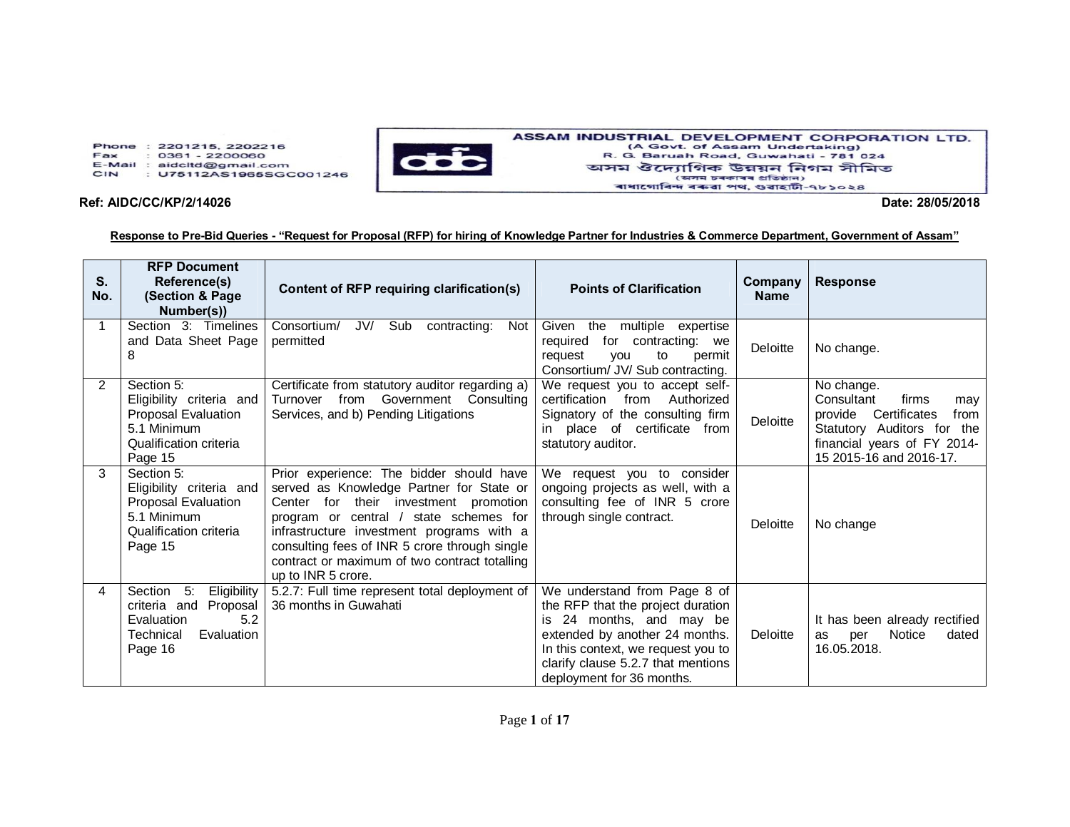Phone : 2201215, 2202216
Fax : 0361 - 2200060
E-Mail : aidcltd@gmail.com
CIN : U75112AS1965SGC001246

**ASSAM INDUSTRIAL DEVELOPMENT CORPORATION LTD.**
(A Govt. of Assam Undertaking)
R. G. Baruah Road, Guwahati - 781 024
অসম ঔদ্যোগিক উন্নয়ন নিগম সীমিত
(অসম চৰকাৰৰ প্ৰতিষ্ঠান)
ৰাধাগোবিন্দ বৰুৱা পথ, গুৱাহাটী-৭৮১০২৪

**Ref: AIDC/CC/KP/2/14026** **Date: 28/05/2018**

**Response to Pre-Bid Queries - "Request for Proposal (RFP) for hiring of Knowledge Partner for Industries & Commerce Department, Government of Assam"**

| S. No. | RFP Document Reference(s) (Section & Page Number(s)) | Content of RFP requiring clarification(s) | Points of Clarification | Company Name | Response |
|---|---|---|---|---|---|
| 1 | Section 3: Timelines and Data Sheet Page 8 | Consortium/ JV/ Sub contracting: Not permitted | Given the multiple expertise required for contracting: we request you to permit Consortium/ JV/ Sub contracting. | Deloitte | No change. |
| 2 | Section 5: Eligibility criteria and Proposal Evaluation 5.1 Minimum Qualification criteria Page 15 | Certificate from statutory auditor regarding a) Turnover from Government Consulting Services, and b) Pending Litigations | We request you to accept self-certification from Authorized Signatory of the consulting firm in place of certificate from statutory auditor. | Deloitte | No change. Consultant firms may provide Certificates from Statutory Auditors for the financial years of FY 2014-15 2015-16 and 2016-17. |
| 3 | Section 5: Eligibility criteria and Proposal Evaluation 5.1 Minimum Qualification criteria Page 15 | Prior experience: The bidder should have served as Knowledge Partner for State or Center for their investment promotion program or central / state schemes for infrastructure investment programs with a consulting fees of INR 5 crore through single contract or maximum of two contract totalling up to INR 5 crore. | We request you to consider ongoing projects as well, with a consulting fee of INR 5 crore through single contract. | Deloitte | No change |
| 4 | Section 5: Eligibility criteria and Proposal Evaluation 5.2 Technical Evaluation Page 16 | 5.2.7: Full time represent total deployment of 36 months in Guwahati | We understand from Page 8 of the RFP that the project duration is 24 months, and may be extended by another 24 months. In this context, we request you to clarify clause 5.2.7 that mentions deployment for 36 months. | Deloitte | It has been already rectified as per Notice dated 16.05.2018. |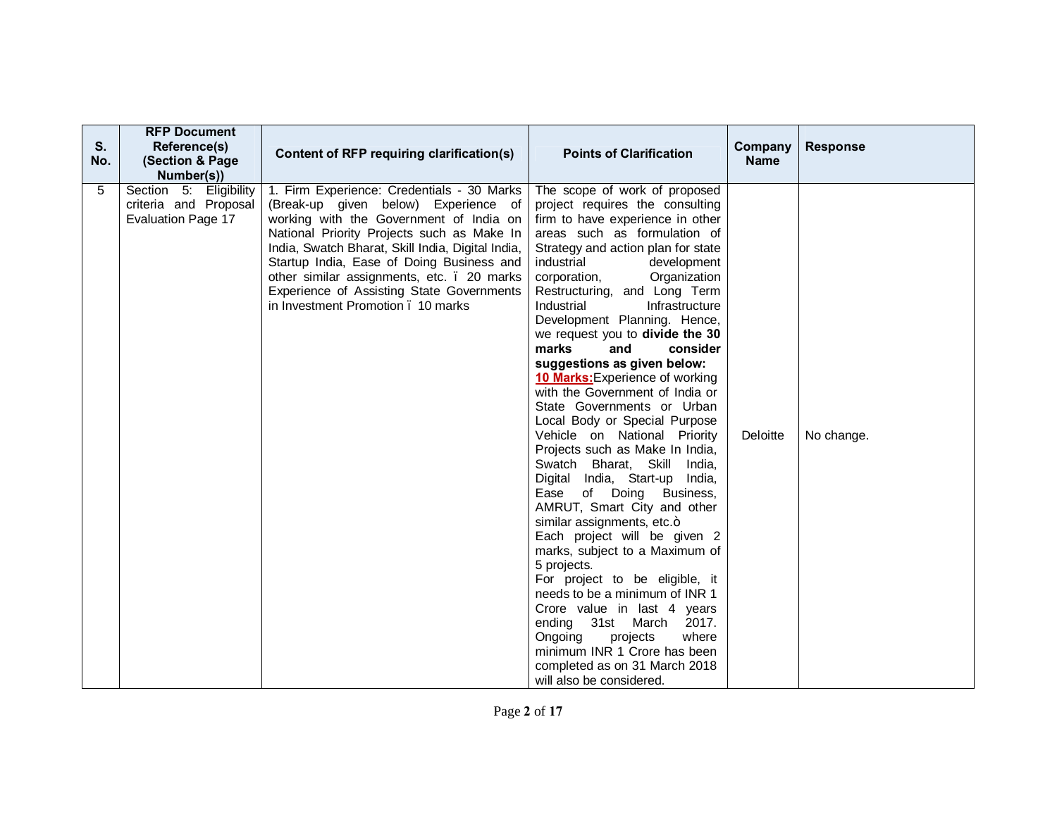| S. No. | RFP Document Reference(s) (Section & Page Number(s)) | Content of RFP requiring clarification(s) | Points of Clarification | Company Name | Response |
|---|---|---|---|---|---|
| 5 | Section 5: Eligibility criteria and Proposal Evaluation Page 17 | 1. Firm Experience: Credentials - 30 Marks (Break-up given below) Experience of working with the Government of India on National Priority Projects such as Make In India, Swatch Bharat, Skill India, Digital India, Startup India, Ease of Doing Business and other similar assignments, etc. ï 20 marks Experience of Assisting State Governments in Investment Promotion ï 10 marks | The scope of work of proposed project requires the consulting firm to have experience in other areas such as formulation of Strategy and action plan for state industrial development corporation, Organization Restructuring, and Long Term Industrial Infrastructure Development Planning. Hence, we request you to **divide the 30 marks and consider suggestions as given below:** **10 Marks:** Experience of working with the Government of India or State Governments or Urban Local Body or Special Purpose Vehicle on National Priority Projects such as Make In India, Swatch Bharat, Skill India, Digital India, Start-up India, Ease of Doing Business, AMRUT, Smart City and other similar assignments, etc.ò Each project will be given 2 marks, subject to a Maximum of 5 projects. For project to be eligible, it needs to be a minimum of INR 1 Crore value in last 4 years ending 31st March 2017. Ongoing projects where minimum INR 1 Crore has been completed as on 31 March 2018 will also be considered. | Deloitte | No change. |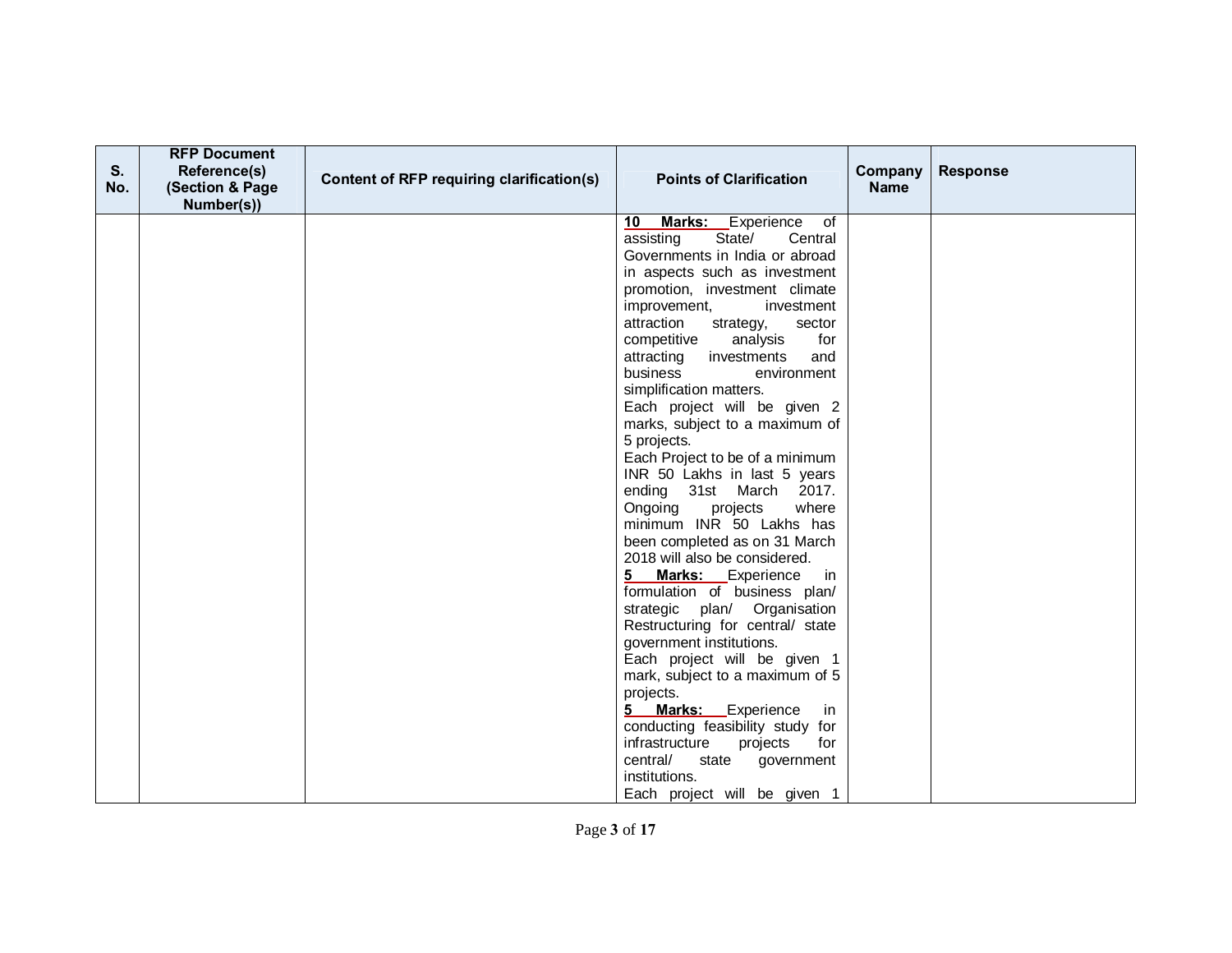| S. No. | RFP Document Reference(s) (Section & Page Number(s)) | Content of RFP requiring clarification(s) | Points of Clarification | Company Name | Response |
|---|---|---|---|---|---|
| | | | **10 Marks:** Experience of assisting State/ Central Governments in India or abroad in aspects such as investment promotion, investment climate improvement, investment attraction strategy, sector competitive analysis for attracting investments and business environment simplification matters.<br>Each project will be given 2 marks, subject to a maximum of 5 projects.<br>Each Project to be of a minimum INR 50 Lakhs in last 5 years ending 31st March 2017. Ongoing projects where minimum INR 50 Lakhs has been completed as on 31 March 2018 will also be considered.<br>**5 Marks:** Experience in formulation of business plan/ strategic plan/ Organisation Restructuring for central/ state government institutions.<br>Each project will be given 1 mark, subject to a maximum of 5 projects.<br>**5 Marks:** Experience in conducting feasibility study for infrastructure projects for central/ state government institutions.<br>Each project will be given 1 | | |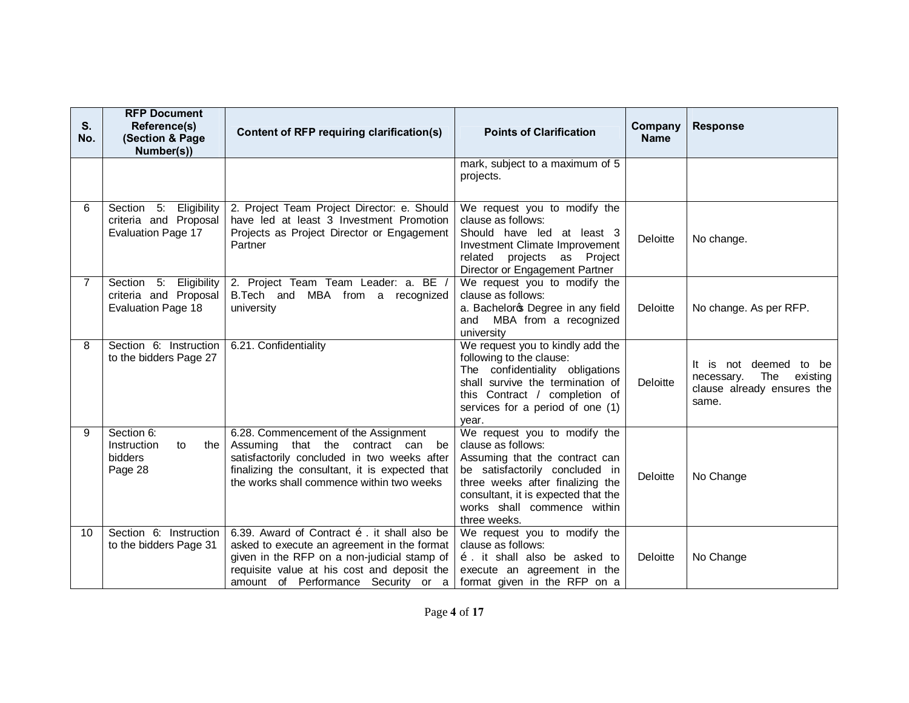| S. No. | RFP Document Reference(s) (Section & Page Number(s)) | Content of RFP requiring clarification(s) | Points of Clarification | Company Name | Response |
|---|---|---|---|---|---|
| | | | mark, subject to a maximum of 5 projects. | | |
| 6 | Section 5: Eligibility criteria and Proposal Evaluation Page 17 | 2. Project Team Project Director: e. Should have led at least 3 Investment Promotion Projects as Project Director or Engagement Partner | We request you to modify the clause as follows: Should have led at least 3 Investment Climate Improvement related projects as Project Director or Engagement Partner | Deloitte | No change. |
| 7 | Section 5: Eligibility criteria and Proposal Evaluation Page 18 | 2. Project Team Team Leader: a. BE / B.Tech and MBA from a recognized university | We request you to modify the clause as follows: a. Bachelorǿs Degree in any field and MBA from a recognized university | Deloitte | No change. As per RFP. |
| 8 | Section 6: Instruction to the bidders Page 27 | 6.21. Confidentiality | We request you to kindly add the following to the clause: The confidentiality obligations shall survive the termination of this Contract / completion of services for a period of one (1) year. | Deloitte | It is not deemed to be necessary. The existing clause already ensures the same. |
| 9 | Section 6: Instruction to the bidders Page 28 | 6.28. Commencement of the Assignment Assuming that the contract can be satisfactorily concluded in two weeks after finalizing the consultant, it is expected that the works shall commence within two weeks | We request you to modify the clause as follows: Assuming that the contract can be satisfactorily concluded in three weeks after finalizing the consultant, it is expected that the works shall commence within three weeks. | Deloitte | No Change |
| 10 | Section 6: Instruction to the bidders Page 31 | 6.39. Award of Contract é . it shall also be asked to execute an agreement in the format given in the RFP on a non-judicial stamp of requisite value at his cost and deposit the amount of Performance Security or a | We request you to modify the clause as follows: é . it shall also be asked to execute an agreement in the format given in the RFP on a | Deloitte | No Change |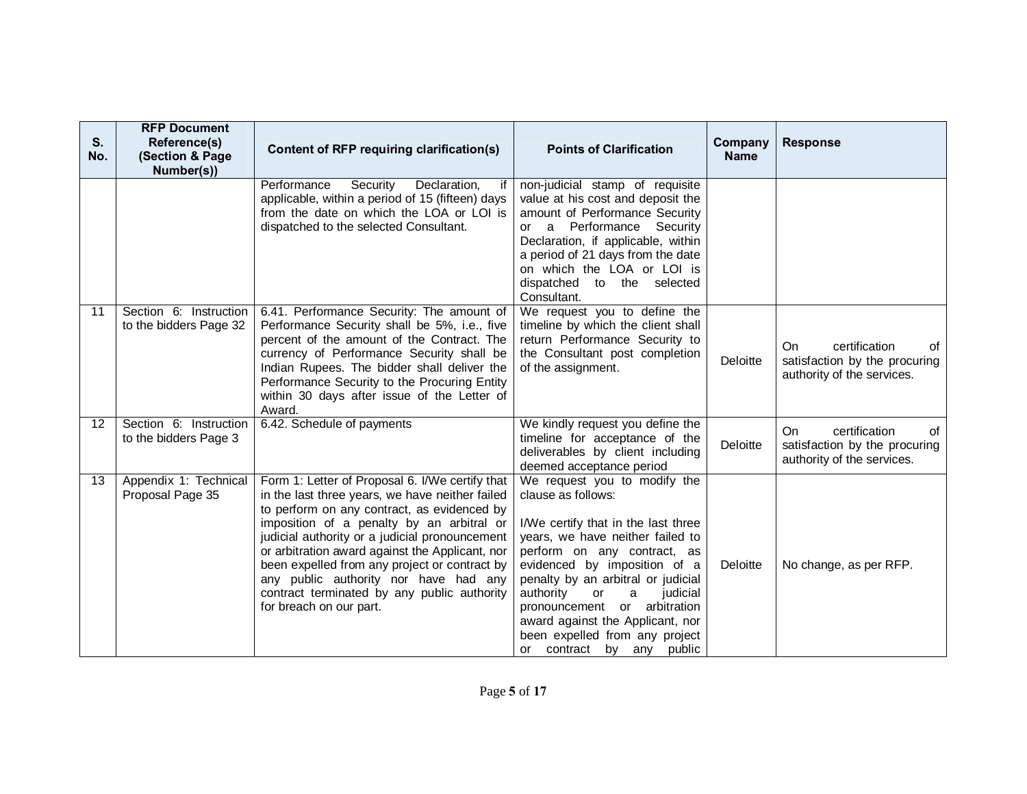| S. No. | RFP Document Reference(s) (Section & Page Number(s)) | Content of RFP requiring clarification(s) | Points of Clarification | Company Name | Response |
|---|---|---|---|---|---|
| | | Performance Security Declaration, if applicable, within a period of 15 (fifteen) days from the date on which the LOA or LOI is dispatched to the selected Consultant. | non-judicial stamp of requisite value at his cost and deposit the amount of Performance Security or a Performance Security Declaration, if applicable, within a period of 21 days from the date on which the LOA or LOI is dispatched to the selected Consultant. | | |
| 11 | Section 6: Instruction to the bidders Page 32 | 6.41. Performance Security: The amount of Performance Security shall be 5%, i.e., five percent of the amount of the Contract. The currency of Performance Security shall be Indian Rupees. The bidder shall deliver the Performance Security to the Procuring Entity within 30 days after issue of the Letter of Award. | We request you to define the timeline by which the client shall return Performance Security to the Consultant post completion of the assignment. | Deloitte | On certification of satisfaction by the procuring authority of the services. |
| 12 | Section 6: Instruction to the bidders Page 3 | 6.42. Schedule of payments | We kindly request you define the timeline for acceptance of the deliverables by client including deemed acceptance period | Deloitte | On certification of satisfaction by the procuring authority of the services. |
| 13 | Appendix 1: Technical Proposal Page 35 | Form 1: Letter of Proposal 6. I/We certify that in the last three years, we have neither failed to perform on any contract, as evidenced by imposition of a penalty by an arbitral or judicial authority or a judicial pronouncement or arbitration award against the Applicant, nor been expelled from any project or contract by any public authority nor have had any contract terminated by any public authority for breach on our part. | We request you to modify the clause as follows:<br><br>I/We certify that in the last three years, we have neither failed to perform on any contract, as evidenced by imposition of a penalty by an arbitral or judicial authority or a judicial pronouncement or arbitration award against the Applicant, nor been expelled from any project or contract by any public | Deloitte | No change, as per RFP. |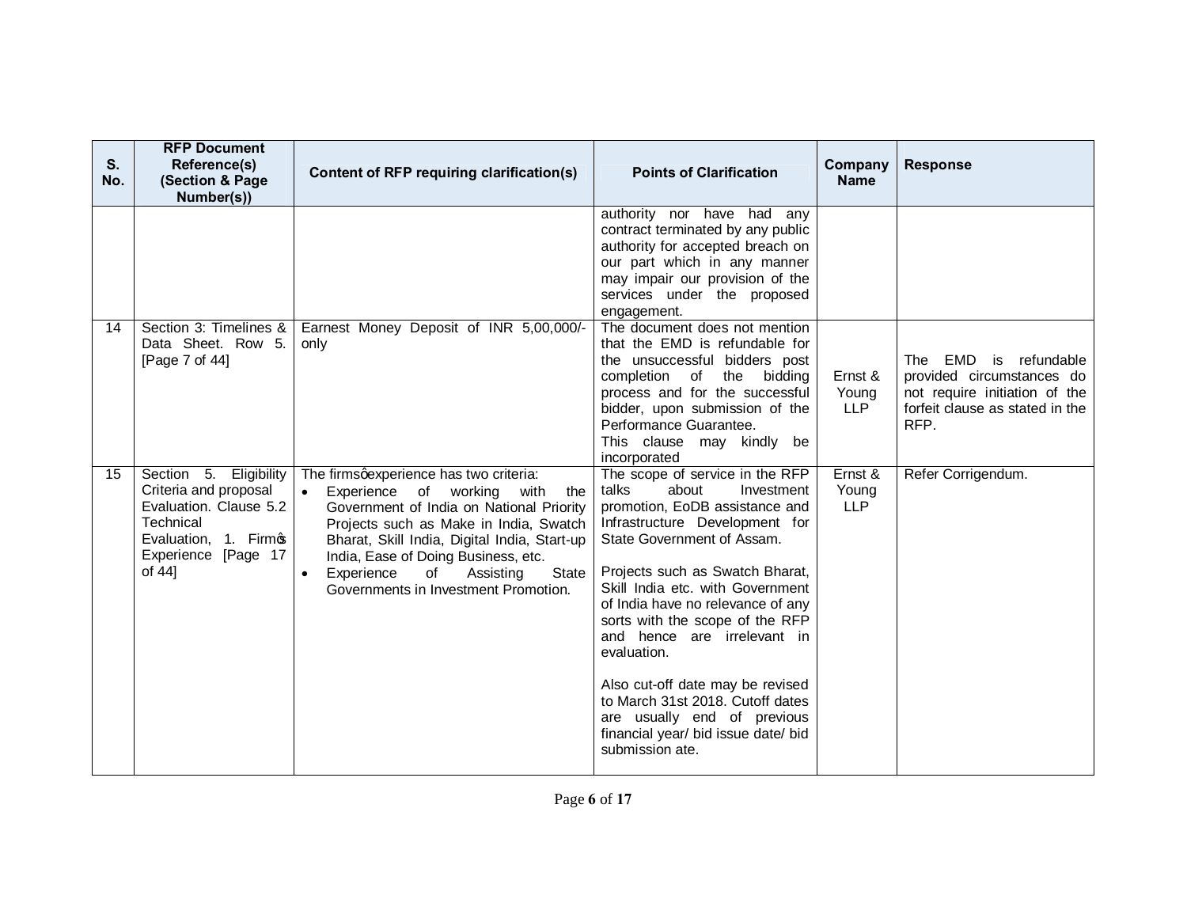| S. No. | RFP Document Reference(s) (Section & Page Number(s)) | Content of RFP requiring clarification(s) | Points of Clarification | Company Name | Response |
|---|---|---|---|---|---|
| | | | authority nor have had any contract terminated by any public authority for accepted breach on our part which in any manner may impair our provision of the services under the proposed engagement. | | |
| 14 | Section 3: Timelines & Data Sheet. Row 5. [Page 7 of 44] | Earnest Money Deposit of INR 5,00,000/- only | The document does not mention that the EMD is refundable for the unsuccessful bidders post completion of the bidding process and for the successful bidder, upon submission of the Performance Guarantee.<br>This clause may kindly be incorporated | Ernst & Young LLP | The EMD is refundable provided circumstances do not require initiation of the forfeit clause as stated in the RFP. |
| 15 | Section 5. Eligibility Criteria and proposal Evaluation. Clause 5.2 Technical Evaluation, 1. Firm's Experience [Page 17 of 44] | The firms' experience has two criteria:<br>• Experience of working with the Government of India on National Priority Projects such as Make in India, Swatch Bharat, Skill India, Digital India, Start-up India, Ease of Doing Business, etc.<br>• Experience of Assisting State Governments in Investment Promotion. | The scope of service in the RFP talks about Investment promotion, EoDB assistance and Infrastructure Development for State Government of Assam.<br><br>Projects such as Swatch Bharat, Skill India etc. with Government of India have no relevance of any sorts with the scope of the RFP and hence are irrelevant in evaluation.<br><br>Also cut-off date may be revised to March 31st 2018. Cutoff dates are usually end of previous financial year/ bid issue date/ bid submission ate. | Ernst & Young LLP | Refer Corrigendum. |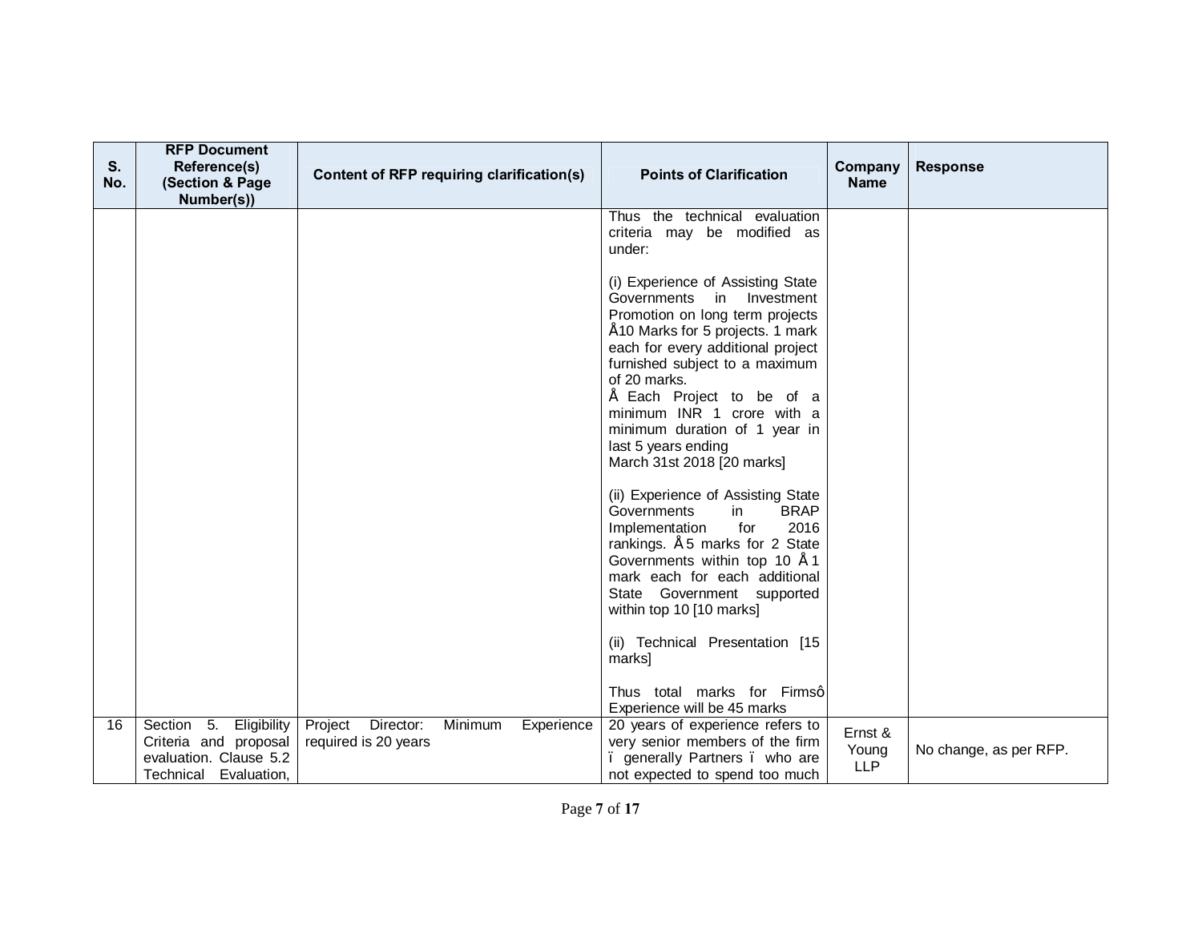| S. No. | RFP Document Reference(s) (Section & Page Number(s)) | Content of RFP requiring clarification(s) | Points of Clarification | Company Name | Response |
|---|---|---|---|---|---|
| | | | Thus the technical evaluation criteria may be modified as under:<br><br>(i) Experience of Assisting State Governments in Investment Promotion on long term projects Å10 Marks for 5 projects. 1 mark each for every additional project furnished subject to a maximum of 20 marks.<br>Å Each Project to be of a minimum INR 1 crore with a minimum duration of 1 year in last 5 years ending March 31st 2018 [20 marks]<br><br>(ii) Experience of Assisting State Governments in BRAP Implementation for 2016 rankings. Å 5 marks for 2 State Governments within top 10 Å 1 mark each for each additional State Government supported within top 10 [10 marks]<br><br>(ii) Technical Presentation [15 marks]<br><br>Thus total marks for Firmsô Experience will be 45 marks | | |
| 16 | Section 5. Eligibility Criteria and proposal evaluation. Clause 5.2 Technical Evaluation, | Project Director: Minimum Experience required is 20 years | 20 years of experience refers to very senior members of the firm ï generally Partners ï who are not expected to spend too much | Ernst & Young LLP | No change, as per RFP. |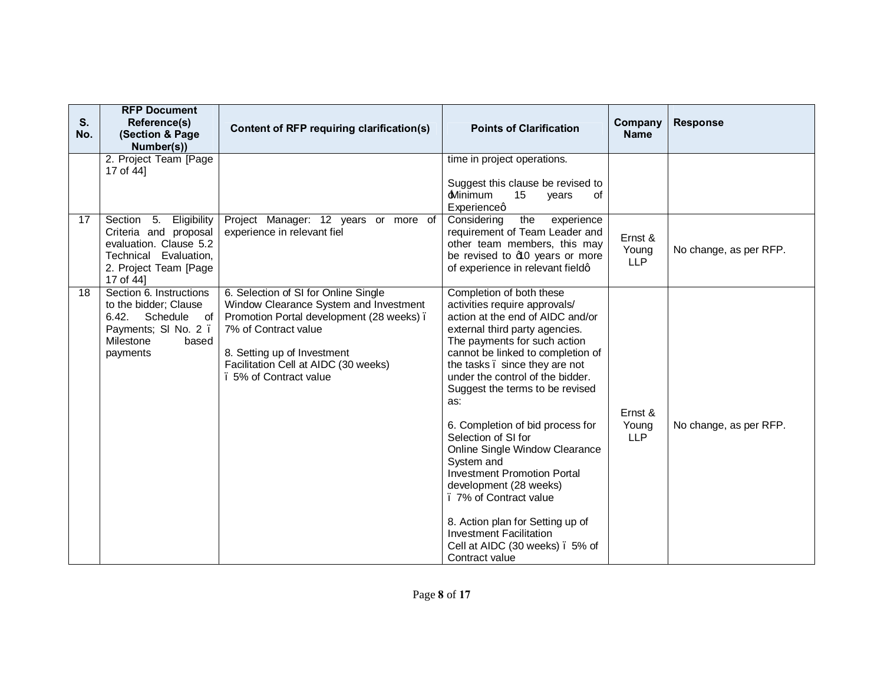| S. No. | RFP Document Reference(s) (Section & Page Number(s)) | Content of RFP requiring clarification(s) | Points of Clarification | Company Name | Response |
|---|---|---|---|---|---|
| | 2. Project Team [Page 17 of 44] | | time in project operations.<br><br>Suggest this clause be revised to "Minimum 15 years of Experience" | | |
| 17 | Section 5. Eligibility Criteria and proposal evaluation. Clause 5.2 Technical Evaluation, 2. Project Team [Page 17 of 44] | Project Manager: 12 years or more of experience in relevant fiel | Considering the experience requirement of Team Leader and other team members, this may be revised to "10 years or more of experience in relevant field" | Ernst & Young LLP | No change, as per RFP. |
| 18 | Section 6. Instructions to the bidder; Clause 6.42. Schedule of Payments; Sl No. 2 – Milestone based payments | 6. Selection of SI for Online Single Window Clearance System and Investment Promotion Portal development (28 weeks) – 7% of Contract value<br><br>8. Setting up of Investment Facilitation Cell at AIDC (30 weeks) – 5% of Contract value | Completion of both these activities require approvals/ action at the end of AIDC and/or external third party agencies. The payments for such action cannot be linked to completion of the tasks – since they are not under the control of the bidder. Suggest the terms to be revised as:<br><br>6. Completion of bid process for Selection of SI for Online Single Window Clearance System and Investment Promotion Portal development (28 weeks) – 7% of Contract value<br><br>8. Action plan for Setting up of Investment Facilitation Cell at AIDC (30 weeks) – 5% of Contract value | Ernst & Young LLP | No change, as per RFP. |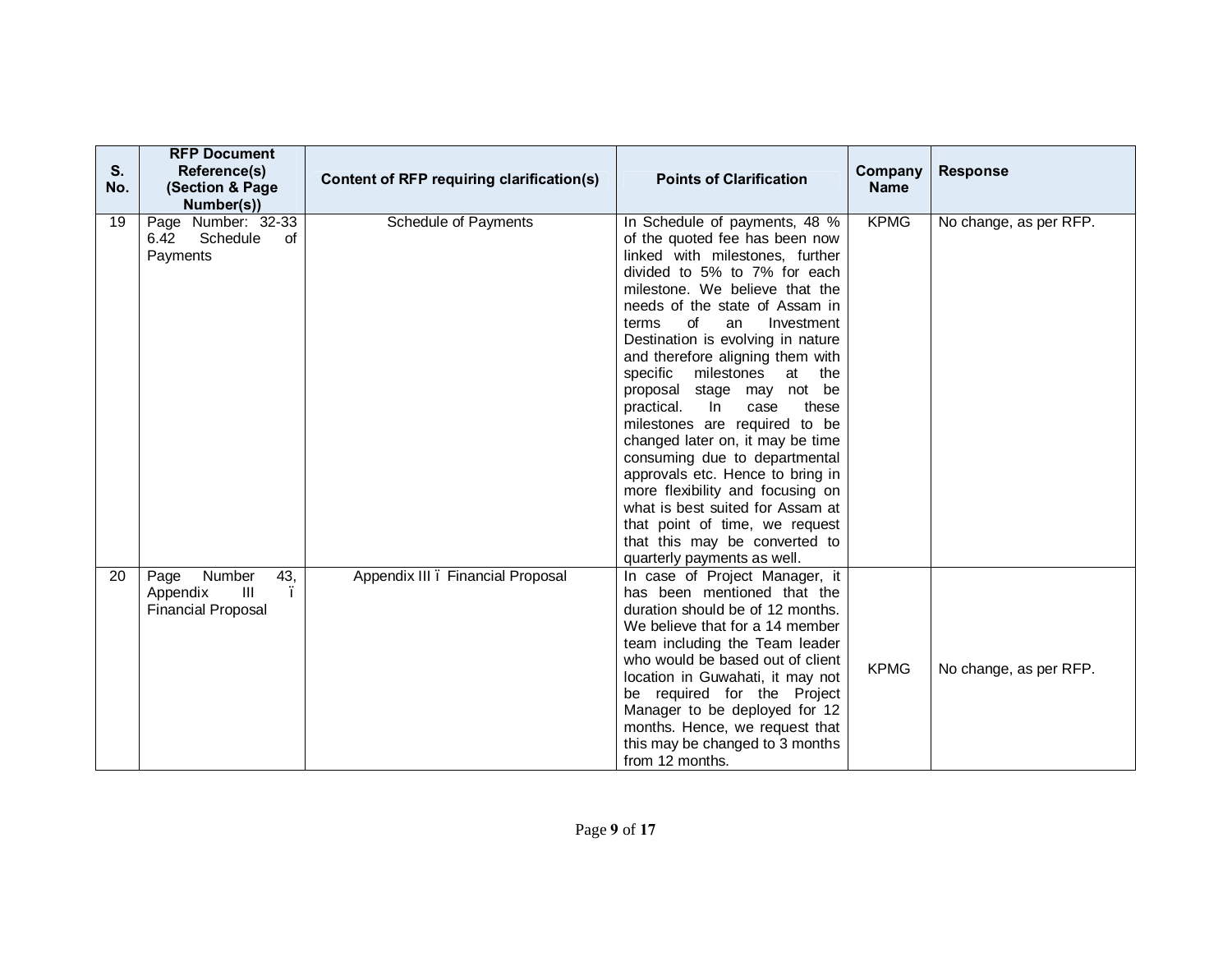| S. No. | RFP Document Reference(s) (Section & Page Number(s)) | Content of RFP requiring clarification(s) | Points of Clarification | Company Name | Response |
|---|---|---|---|---|---|
| 19 | Page Number: 32-33 6.42 Schedule of Payments | Schedule of Payments | In Schedule of payments, 48 % of the quoted fee has been now linked with milestones, further divided to 5% to 7% for each milestone. We believe that the needs of the state of Assam in terms of an Investment Destination is evolving in nature and therefore aligning them with specific milestones at the proposal stage may not be practical. In case these milestones are required to be changed later on, it may be time consuming due to departmental approvals etc. Hence to bring in more flexibility and focusing on what is best suited for Assam at that point of time, we request that this may be converted to quarterly payments as well. | KPMG | No change, as per RFP. |
| 20 | Page Number 43, Appendix III ï Financial Proposal | Appendix III ï Financial Proposal | In case of Project Manager, it has been mentioned that the duration should be of 12 months. We believe that for a 14 member team including the Team leader who would be based out of client location in Guwahati, it may not be required for the Project Manager to be deployed for 12 months. Hence, we request that this may be changed to 3 months from 12 months. | KPMG | No change, as per RFP. |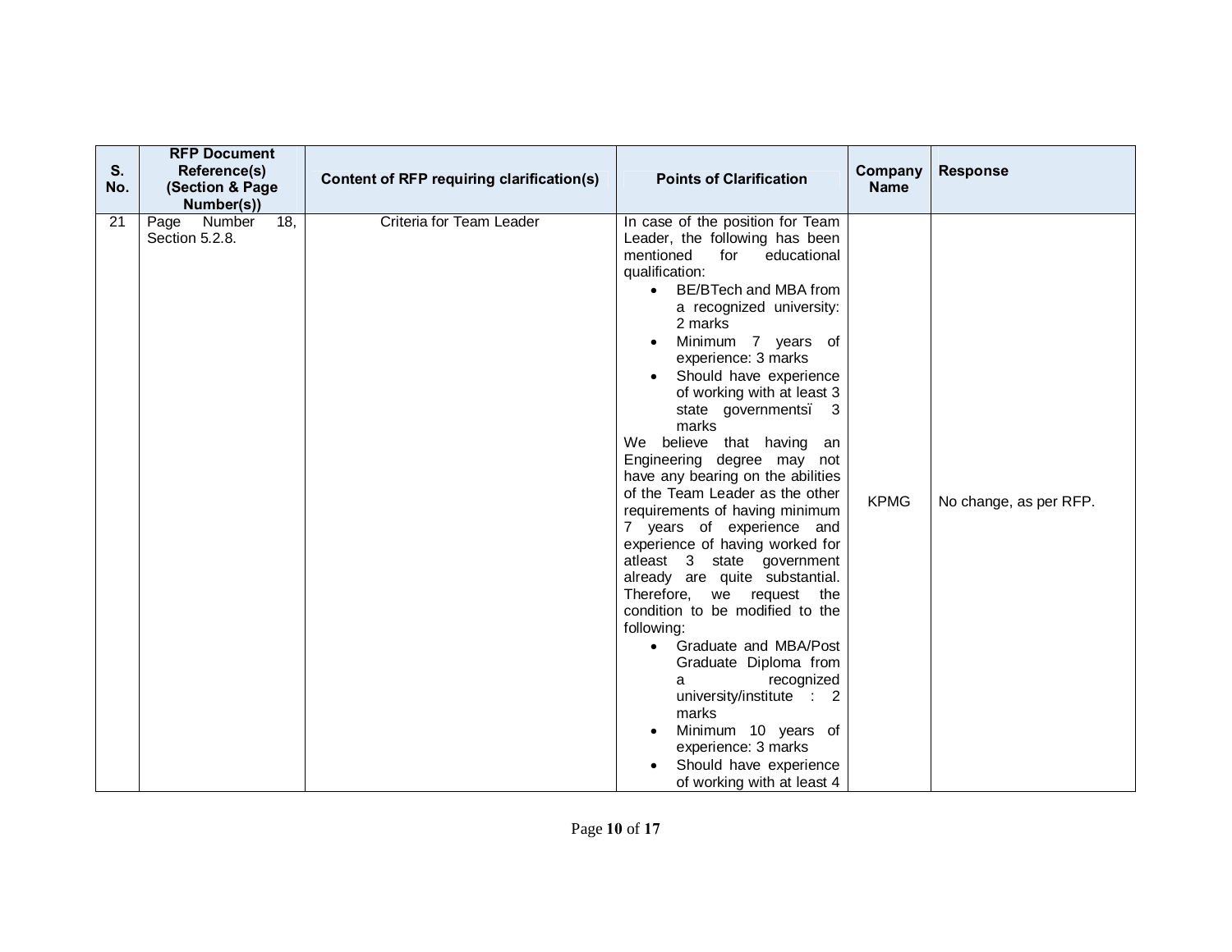| S. No. | RFP Document Reference(s) (Section & Page Number(s)) | Content of RFP requiring clarification(s) | Points of Clarification | Company Name | Response |
|---|---|---|---|---|---|
| 21 | Page Number 18, Section 5.2.8. | Criteria for Team Leader | In case of the position for Team Leader, the following has been mentioned for educational qualification:<br>• BE/BTech and MBA from a recognized university: 2 marks<br>• Minimum 7 years of experience: 3 marks<br>• Should have experience of working with at least 3 state governmentsï 3 marks<br>We believe that having an Engineering degree may not have any bearing on the abilities of the Team Leader as the other requirements of having minimum 7 years of experience and experience of having worked for atleast 3 state government already are quite substantial. Therefore, we request the condition to be modified to the following:<br>• Graduate and MBA/Post Graduate Diploma from a recognized university/institute : 2 marks<br>• Minimum 10 years of experience: 3 marks<br>• Should have experience of working with at least 4 | KPMG | No change, as per RFP. |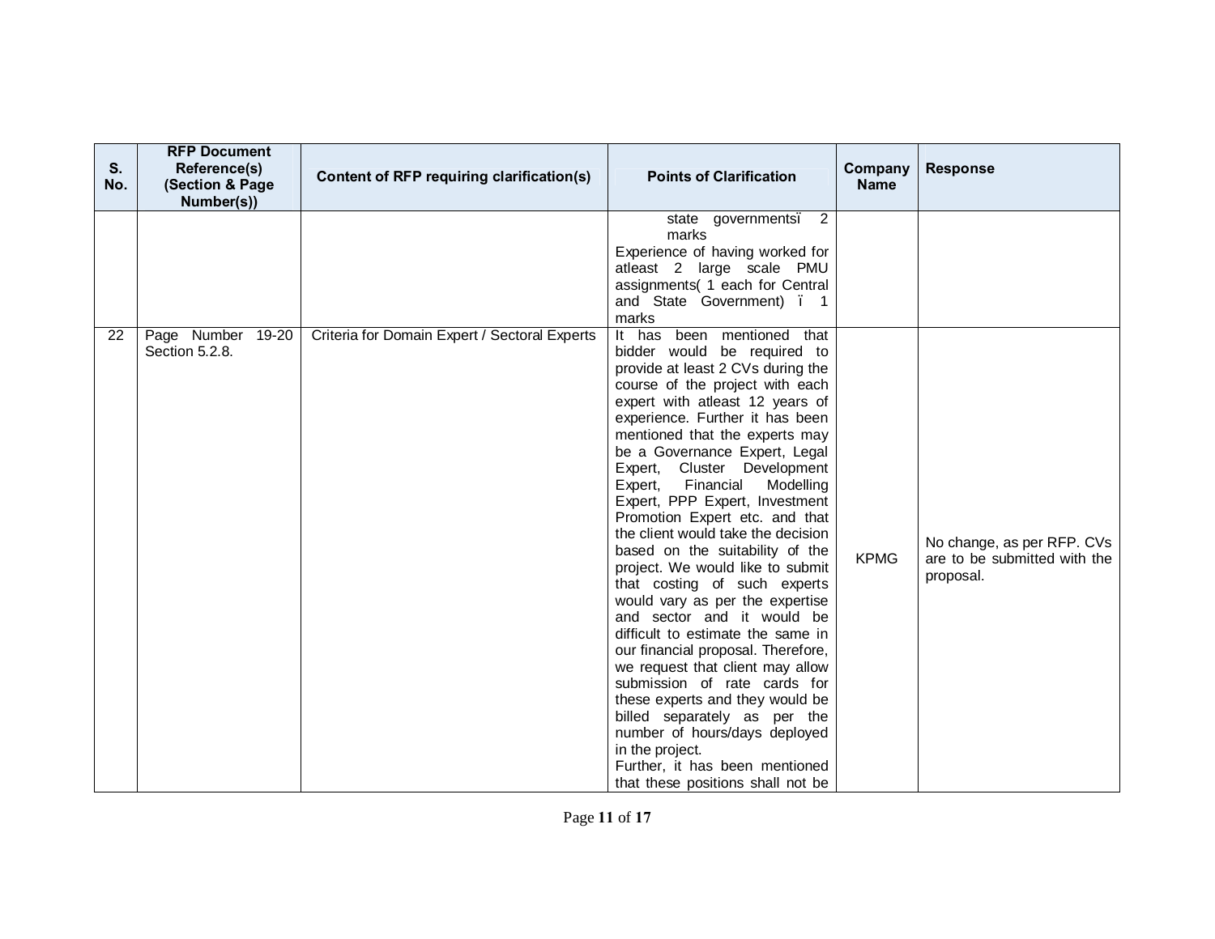| S. No. | RFP Document Reference(s) (Section & Page Number(s)) | Content of RFP requiring clarification(s) | Points of Clarification | Company Name | Response |
|---|---|---|---|---|---|
| | | | state governmentsï 2 marks<br>Experience of having worked for atleast 2 large scale PMU assignments( 1 each for Central and State Government) ï 1 marks | | |
| 22 | Page Number 19-20 Section 5.2.8. | Criteria for Domain Expert / Sectoral Experts | It has been mentioned that bidder would be required to provide at least 2 CVs during the course of the project with each expert with atleast 12 years of experience. Further it has been mentioned that the experts may be a Governance Expert, Legal Expert, Cluster Development Expert, Financial Modelling Expert, PPP Expert, Investment Promotion Expert etc. and that the client would take the decision based on the suitability of the project. We would like to submit that costing of such experts would vary as per the expertise and sector and it would be difficult to estimate the same in our financial proposal. Therefore, we request that client may allow submission of rate cards for these experts and they would be billed separately as per the number of hours/days deployed in the project.<br>Further, it has been mentioned that these positions shall not be | KPMG | No change, as per RFP. CVs are to be submitted with the proposal. |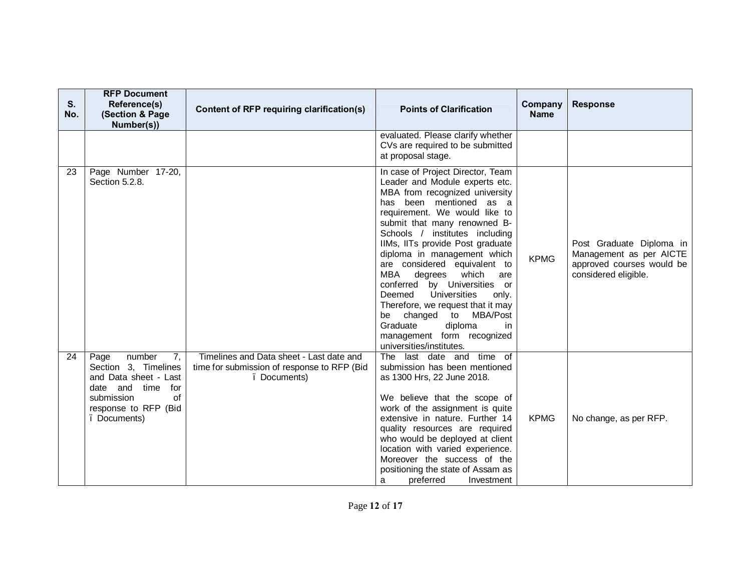| S. No. | RFP Document Reference(s) (Section & Page Number(s)) | Content of RFP requiring clarification(s) | Points of Clarification | Company Name | Response |
|---|---|---|---|---|---|
| | | | evaluated. Please clarify whether CVs are required to be submitted at proposal stage. | | |
| 23 | Page Number 17-20, Section 5.2.8. | | In case of Project Director, Team Leader and Module experts etc. MBA from recognized university has been mentioned as a requirement. We would like to submit that many renowned B-Schools / institutes including IIMs, IITs provide Post graduate diploma in management which are considered equivalent to MBA degrees which are conferred by Universities or Deemed Universities only. Therefore, we request that it may be changed to MBA/Post Graduate diploma in management form recognized universities/institutes. | KPMG | Post Graduate Diploma in Management as per AICTE approved courses would be considered eligible. |
| 24 | Page number 7, Section 3, Timelines and Data sheet - Last date and time for submission of response to RFP (Bid ï Documents) | Timelines and Data sheet - Last date and time for submission of response to RFP (Bid ï Documents) | The last date and time of submission has been mentioned as 1300 Hrs, 22 June 2018.<br><br>We believe that the scope of work of the assignment is quite extensive in nature. Further 14 quality resources are required who would be deployed at client location with varied experience. Moreover the success of the positioning the state of Assam as a preferred Investment | KPMG | No change, as per RFP. |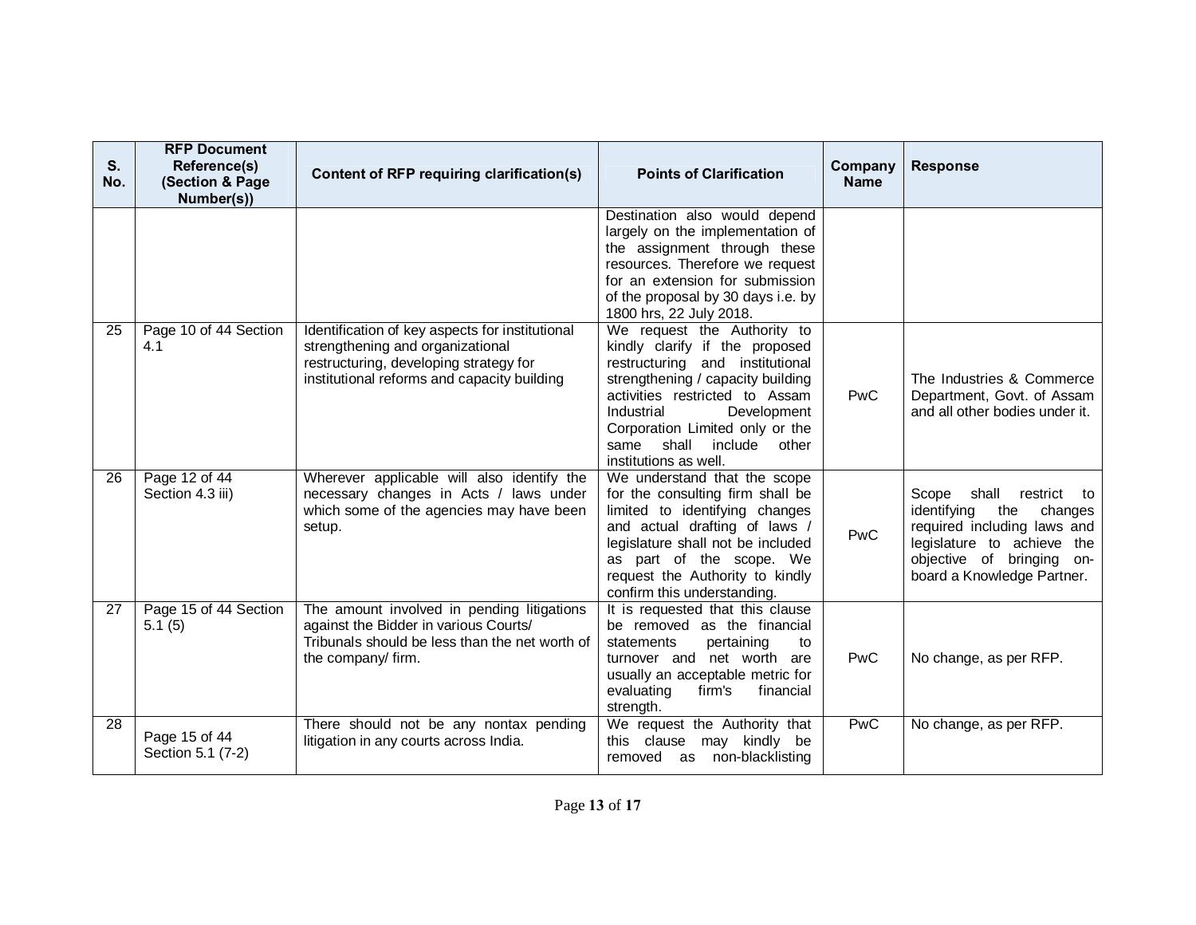| S. No. | RFP Document Reference(s) (Section & Page Number(s)) | Content of RFP requiring clarification(s) | Points of Clarification | Company Name | Response |
|---|---|---|---|---|---|
| | | | Destination also would depend largely on the implementation of the assignment through these resources. Therefore we request for an extension for submission of the proposal by 30 days i.e. by 1800 hrs, 22 July 2018. | | |
| 25 | Page 10 of 44 Section 4.1 | Identification of key aspects for institutional strengthening and organizational restructuring, developing strategy for institutional reforms and capacity building | We request the Authority to kindly clarify if the proposed restructuring and institutional strengthening / capacity building activities restricted to Assam Industrial Development Corporation Limited only or the same shall include other institutions as well. | PwC | The Industries & Commerce Department, Govt. of Assam and all other bodies under it. |
| 26 | Page 12 of 44 Section 4.3 iii) | Wherever applicable will also identify the necessary changes in Acts / laws under which some of the agencies may have been setup. | We understand that the scope for the consulting firm shall be limited to identifying changes and actual drafting of laws / legislature shall not be included as part of the scope. We request the Authority to kindly confirm this understanding. | PwC | Scope shall restrict to identifying the changes required including laws and legislature to achieve the objective of bringing on-board a Knowledge Partner. |
| 27 | Page 15 of 44 Section 5.1 (5) | The amount involved in pending litigations against the Bidder in various Courts/ Tribunals should be less than the net worth of the company/ firm. | It is requested that this clause be removed as the financial statements pertaining to turnover and net worth are usually an acceptable metric for evaluating firm's financial strength. | PwC | No change, as per RFP. |
| 28 | Page 15 of 44 Section 5.1 (7-2) | There should not be any nontax pending litigation in any courts across India. | We request the Authority that this clause may kindly be removed as non-blacklisting | PwC | No change, as per RFP. |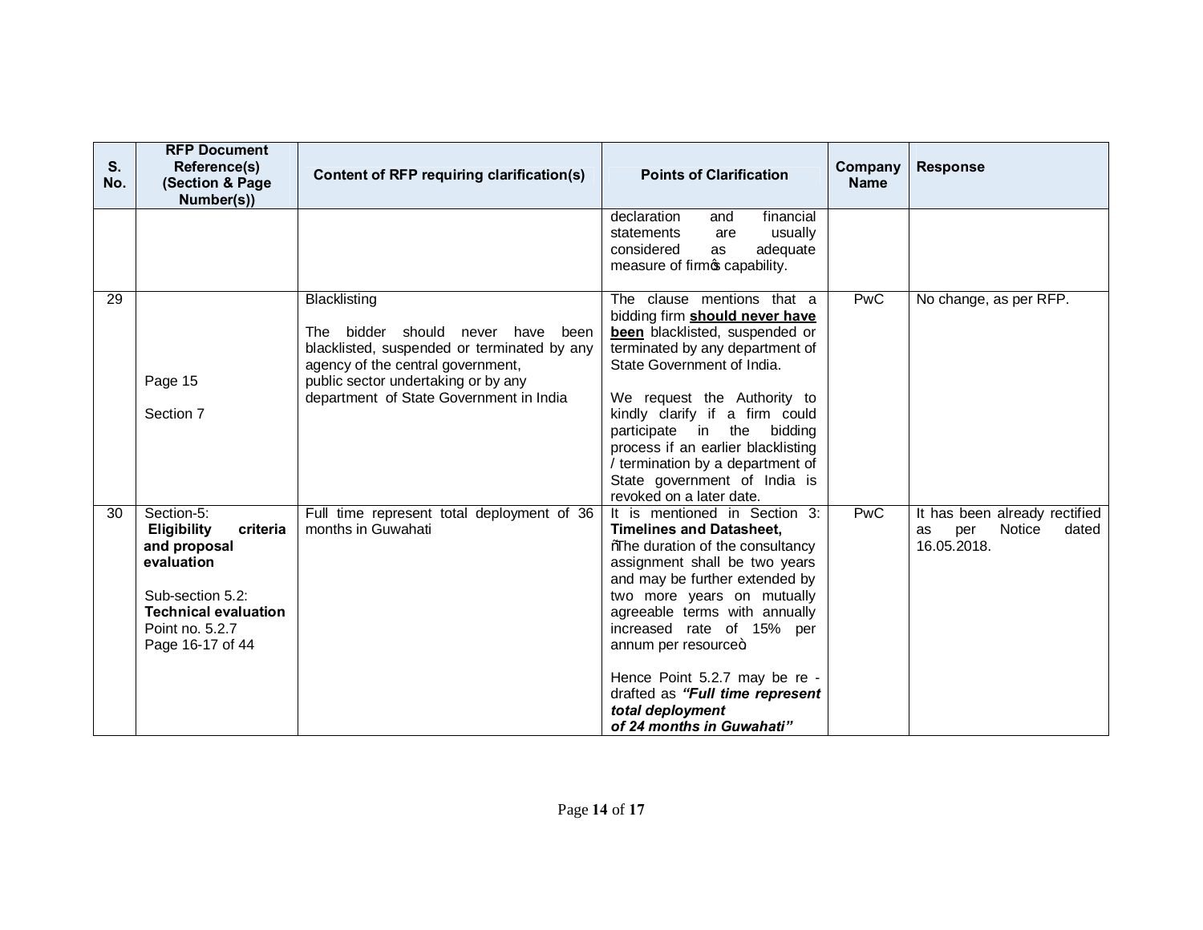| S. No. | RFP Document Reference(s) (Section & Page Number(s)) | Content of RFP requiring clarification(s) | Points of Clarification | Company Name | Response |
|---|---|---|---|---|---|
| | | | declaration and financial statements are usually considered as adequate measure of firm's capability. | | |
| 29 | Page 15<br><br>Section 7 | Blacklisting<br><br>The bidder should never have been blacklisted, suspended or terminated by any agency of the central government, public sector undertaking or by any department of State Government in India | The clause mentions that a bidding firm **should never have been** blacklisted, suspended or terminated by any department of State Government of India.<br><br>We request the Authority to kindly clarify if a firm could participate in the bidding process if an earlier blacklisting / termination by a department of State government of India is revoked on a later date. | PwC | No change, as per RFP. |
| 30 | Section-5: **Eligibility criteria and proposal evaluation**<br><br>Sub-section 5.2: **Technical evaluation** Point no. 5.2.7 Page 16-17 of 44 | Full time represent total deployment of 36 months in Guwahati | It is mentioned in Section 3: **Timelines and Datasheet,** "The duration of the consultancy assignment shall be two years and may be further extended by two more years on mutually agreeable terms with annually increased rate of 15% per annum per resource"<br><br>Hence Point 5.2.7 may be re - drafted as ***"Full time represent total deployment of 24 months in Guwahati"*** | PwC | It has been already rectified as per Notice dated 16.05.2018. |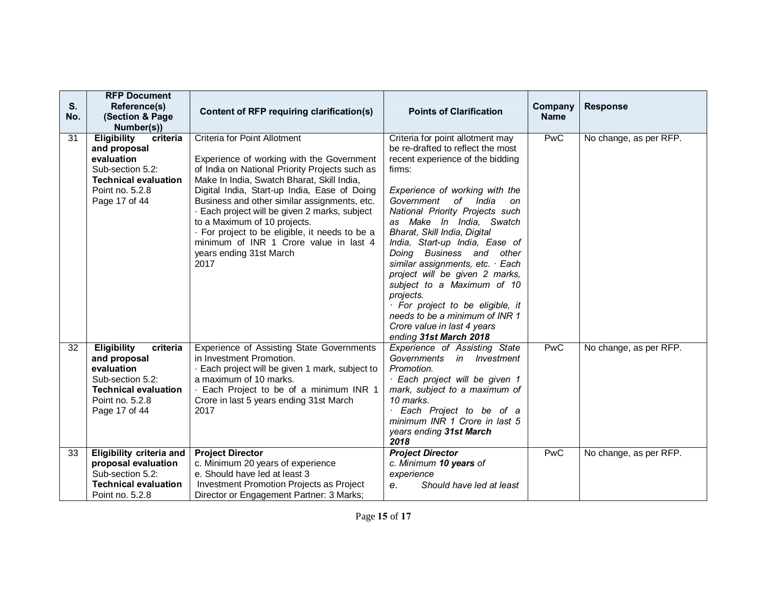| S. No. | RFP Document Reference(s) (Section & Page Number(s)) | Content of RFP requiring clarification(s) | Points of Clarification | Company Name | Response |
|---|---|---|---|---|---|
| 31 | **Eligibility criteria and proposal evaluation** Sub-section 5.2: **Technical evaluation** Point no. 5.2.8 Page 17 of 44 | Criteria for Point Allotment<br><br>Experience of working with the Government of India on National Priority Projects such as Make In India, Swatch Bharat, Skill India, Digital India, Start-up India, Ease of Doing Business and other similar assignments, etc.<br>· Each project will be given 2 marks, subject to a Maximum of 10 projects.<br>· For project to be eligible, it needs to be a minimum of INR 1 Crore value in last 4 years ending 31st March 2017 | Criteria for point allotment may be re-drafted to reflect the most recent experience of the bidding firms:<br><br>*Experience of working with the Government of India on National Priority Projects such as Make In India, Swatch Bharat, Skill India, Digital India, Start-up India, Ease of Doing Business and other similar assignments, etc. · Each project will be given 2 marks, subject to a Maximum of 10 projects.*<br>*· For project to be eligible, it needs to be a minimum of INR 1 Crore value in last 4 years ending **31st March 2018*** | PwC | No change, as per RFP. |
| 32 | **Eligibility criteria and proposal evaluation** Sub-section 5.2: **Technical evaluation** Point no. 5.2.8 Page 17 of 44 | Experience of Assisting State Governments in Investment Promotion.<br>· Each project will be given 1 mark, subject to a maximum of 10 marks.<br>· Each Project to be of a minimum INR 1 Crore in last 5 years ending 31st March 2017 | *Experience of Assisting State Governments in Investment Promotion.*<br>*· Each project will be given 1 mark, subject to a maximum of 10 marks.*<br>*· Each Project to be of a minimum INR 1 Crore in last 5 years ending **31st March 2018*** | PwC | No change, as per RFP. |
| 33 | **Eligibility criteria and proposal evaluation** Sub-section 5.2: **Technical evaluation** Point no. 5.2.8 | **Project Director**<br>c. Minimum 20 years of experience<br>e. Should have led at least 3 Investment Promotion Projects as Project Director or Engagement Partner: 3 Marks; | ***Project Director***<br>*c. Minimum **10 years** of experience*<br>*e. Should have led at least* | PwC | No change, as per RFP. |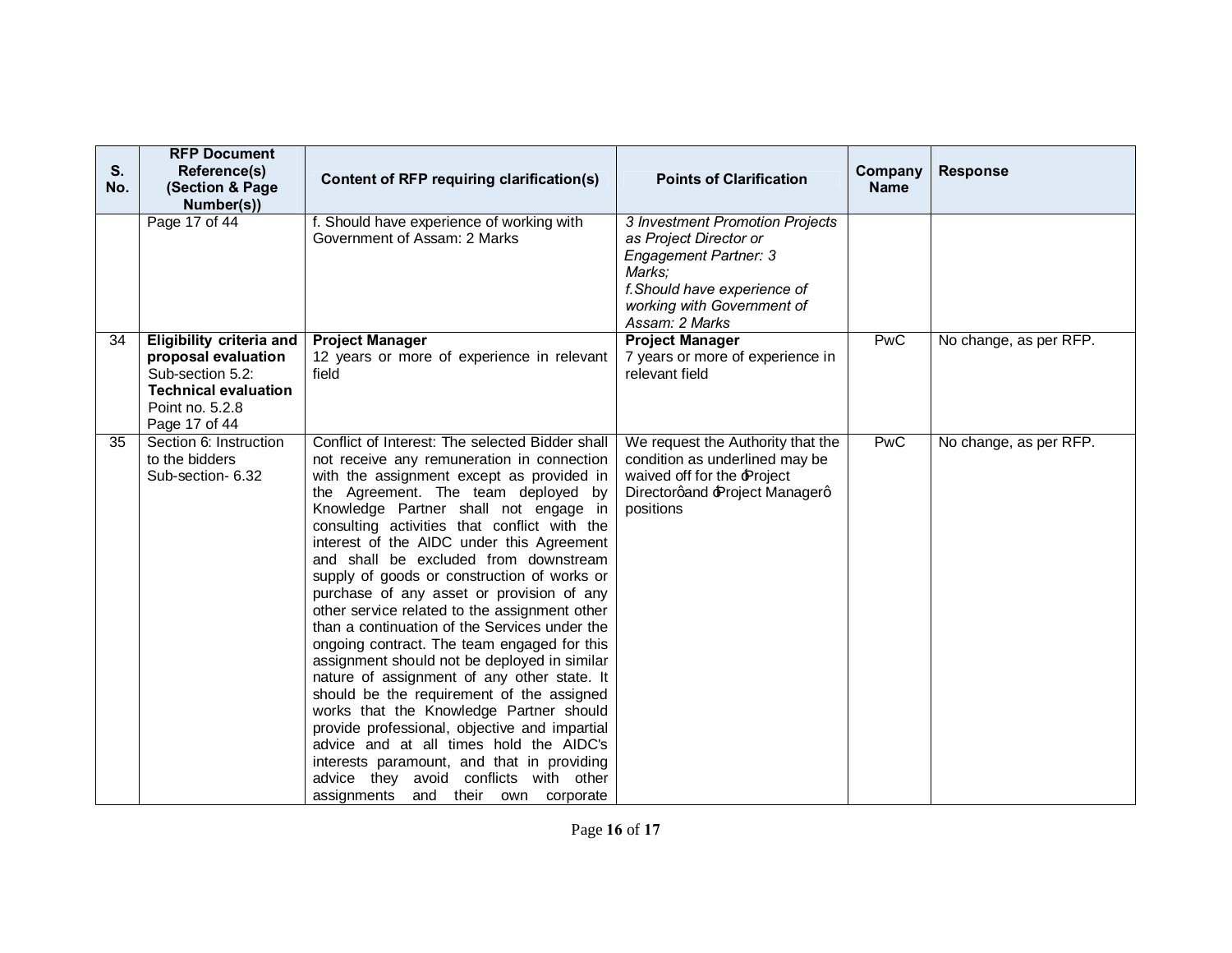| S. No. | RFP Document Reference(s) (Section & Page Number(s)) | Content of RFP requiring clarification(s) | Points of Clarification | Company Name | Response |
|---|---|---|---|---|---|
| | Page 17 of 44 | f. Should have experience of working with Government of Assam: 2 Marks | *3 Investment Promotion Projects as Project Director or Engagement Partner: 3 Marks;*<br>*f. Should have experience of working with Government of Assam: 2 Marks* | | |
| 34 | **Eligibility criteria and proposal evaluation**<br>Sub-section 5.2: **Technical evaluation**<br>Point no. 5.2.8<br>Page 17 of 44 | **Project Manager**<br>12 years or more of experience in relevant field | **Project Manager**<br>7 years or more of experience in relevant field | PwC | No change, as per RFP. |
| 35 | Section 6: Instruction to the bidders<br>Sub-section- 6.32 | Conflict of Interest: The selected Bidder shall not receive any remuneration in connection with the assignment except as provided in the Agreement. The team deployed by Knowledge Partner shall not engage in consulting activities that conflict with the interest of the AIDC under this Agreement and shall be excluded from downstream supply of goods or construction of works or purchase of any asset or provision of any other service related to the assignment other than a continuation of the Services under the ongoing contract. The team engaged for this assignment should not be deployed in similar nature of assignment of any other state. It should be the requirement of the assigned works that the Knowledge Partner should provide professional, objective and impartial advice and at all times hold the AIDC's interests paramount, and that in providing advice they avoid conflicts with other assignments and their own corporate | We request the Authority that the condition as underlined may be waived off for the "Project Director" and "Project Manager" positions | PwC | No change, as per RFP. |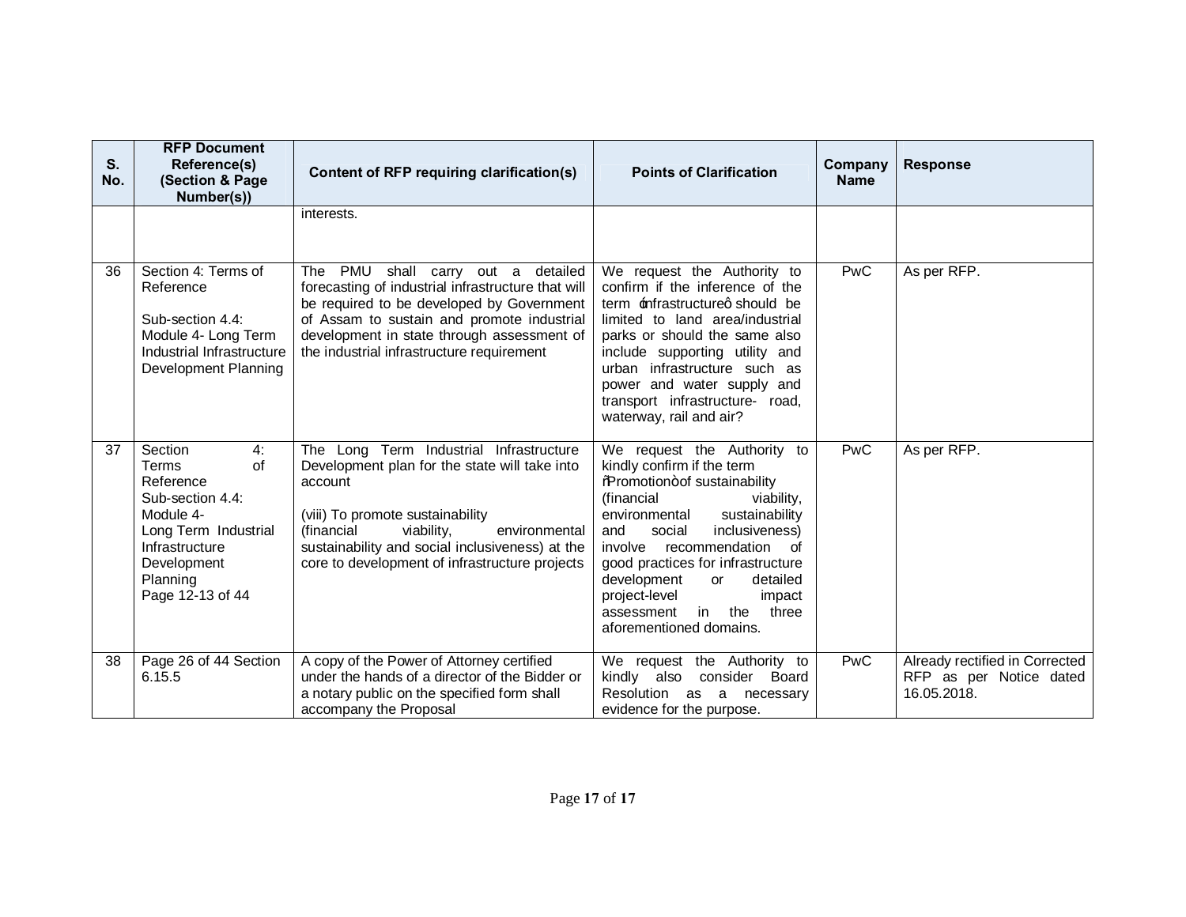| S. No. | RFP Document Reference(s) (Section & Page Number(s)) | Content of RFP requiring clarification(s) | Points of Clarification | Company Name | Response |
|---|---|---|---|---|---|
| | | interests. | | | |
| 36 | Section 4: Terms of Reference<br><br>Sub-section 4.4: Module 4- Long Term Industrial Infrastructure Development Planning | The PMU shall carry out a detailed forecasting of industrial infrastructure that will be required to be developed by Government of Assam to sustain and promote industrial development in state through assessment of the industrial infrastructure requirement | We request the Authority to confirm if the inference of the term 'infrastructure' should be limited to land area/industrial parks or should the same also include supporting utility and urban infrastructure such as power and water supply and transport infrastructure- road, waterway, rail and air? | PwC | As per RFP. |
| 37 | Section 4: Terms of Reference<br>Sub-section 4.4: Module 4- Long Term Industrial Infrastructure Development Planning<br>Page 12-13 of 44 | The Long Term Industrial Infrastructure Development plan for the state will take into account<br><br>(viii) To promote sustainability (financial viability, environmental sustainability and social inclusiveness) at the core to development of infrastructure projects | We request the Authority to kindly confirm if the term "Promotion" of sustainability (financial viability, environmental sustainability and social inclusiveness) involve recommendation of good practices for infrastructure development or detailed project-level impact assessment in the three aforementioned domains. | PwC | As per RFP. |
| 38 | Page 26 of 44 Section 6.15.5 | A copy of the Power of Attorney certified under the hands of a director of the Bidder or a notary public on the specified form shall accompany the Proposal | We request the Authority to kindly also consider Board Resolution as a necessary evidence for the purpose. | PwC | Already rectified in Corrected RFP as per Notice dated 16.05.2018. |